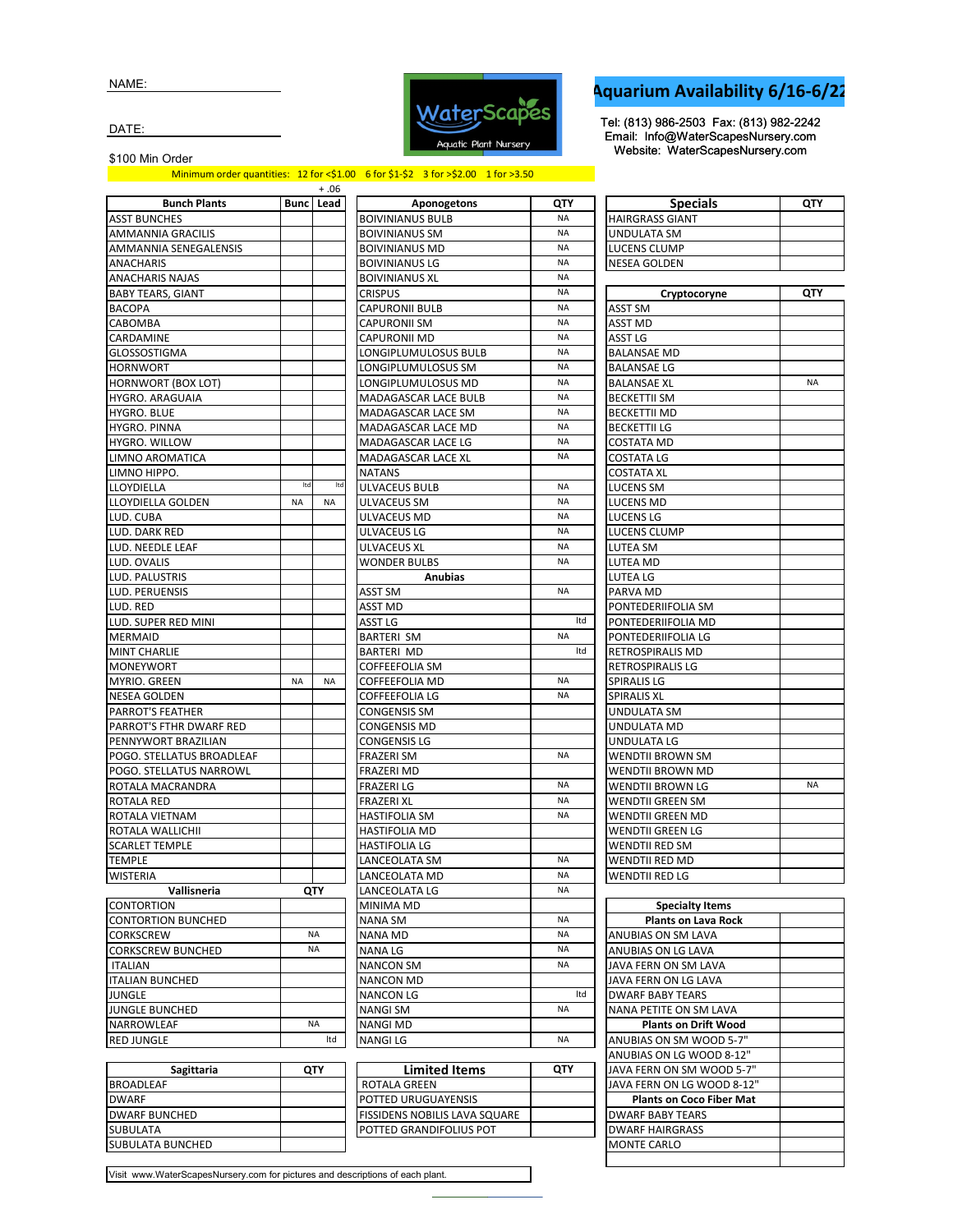NAME:

DATE:

$100 Min Order

# Aquarium Availability 6/16-6/22

WaterScapes Aquatic Plant Nursery

Tel: (813) 986-2503 Fax: (813) 982-2242
Email: Info@WaterScapesNursery.com
Website: WaterScapesNursery.com

Minimum order quantities: 12 for <$1.00 6 for $1-$2 3 for >$2.00 1 for >3.50

| Bunch Plants | Bunc | Lead (+.06) |
|---|---|---|
| ASST BUNCHES | | |
| AMMANNIA GRACILIS | | |
| AMMANNIA SENEGALENSIS | | |
| ANACHARIS | | |
| ANACHARIS NAJAS | | |
| BABY TEARS, GIANT | | |
| BACOPA | | |
| CABOMBA | | |
| CARDAMINE | | |
| GLOSSOSTIGMA | | |
| HORNWORT | | |
| HORNWORT (BOX LOT) | | |
| HYGRO. ARAGUAIA | | |
| HYGRO. BLUE | | |
| HYGRO. PINNA | | |
| HYGRO. WILLOW | | |
| LIMNO AROMATICA | | |
| LIMNO HIPPO. | | |
| LLOYDIELLA | ltd | ltd |
| LLOYDIELLA GOLDEN | NA | NA |
| LUD. CUBA | | |
| LUD. DARK RED | | |
| LUD. NEEDLE LEAF | | |
| LUD. OVALIS | | |
| LUD. PALUSTRIS | | |
| LUD. PERUENSIS | | |
| LUD. RED | | |
| LUD. SUPER RED MINI | | |
| MERMAID | | |
| MINT CHARLIE | | |
| MONEYWORT | | |
| MYRIO. GREEN | NA | NA |
| NESEA GOLDEN | | |
| PARROT'S FEATHER | | |
| PARROT'S FTHR DWARF RED | | |
| PENNYWORT BRAZILIAN | | |
| POGO. STELLATUS BROADLEAF | | |
| POGO. STELLATUS NARROWL | | |
| ROTALA MACRANDRA | | |
| ROTALA RED | | |
| ROTALA VIETNAM | | |
| ROTALA WALLICHII | | |
| SCARLET TEMPLE | | |
| TEMPLE | | |
| WISTERIA | | |

| Vallisneria | QTY |
|---|---|
| CONTORTION | |
| CONTORTION BUNCHED | |
| CORKSCREW | NA |
| CORKSCREW BUNCHED | NA |
| ITALIAN | |
| ITALIAN BUNCHED | |
| JUNGLE | |
| JUNGLE BUNCHED | |
| NARROWLEAF | NA |
| RED JUNGLE | ltd |

| Sagittaria | QTY |
|---|---|
| BROADLEAF | |
| DWARF | |
| DWARF BUNCHED | |
| SUBULATA | |
| SUBULATA BUNCHED | |

| Aponogetons | QTY |
|---|---|
| BOIVINIANUS BULB | NA |
| BOIVINIANUS SM | NA |
| BOIVINIANUS MD | NA |
| BOIVINIANUS LG | NA |
| BOIVINIANUS XL | NA |
| CRISPUS | NA |
| CAPURONII BULB | NA |
| CAPURONII SM | NA |
| CAPURONII MD | NA |
| LONGIPLUMULOSUS BULB | NA |
| LONGIPLUMULOSUS SM | NA |
| LONGIPLUMULOSUS MD | NA |
| MADAGASCAR LACE BULB | NA |
| MADAGASCAR LACE SM | NA |
| MADAGASCAR LACE MD | NA |
| MADAGASCAR LACE LG | NA |
| MADAGASCAR LACE XL | NA |
| NATANS | |
| ULVACEUS BULB | NA |
| ULVACEUS SM | NA |
| ULVACEUS MD | NA |
| ULVACEUS LG | NA |
| ULVACEUS XL | NA |
| WONDER BULBS | NA |

| Anubias | QTY |
|---|---|
| ASST SM | NA |
| ASST MD | |
| ASST LG | ltd |
| BARTERI SM | NA |
| BARTERI MD | ltd |
| COFFEEFOLIA SM | |
| COFFEEFOLIA MD | NA |
| COFFEEFOLIA LG | NA |
| CONGENSIS SM | |
| CONGENSIS MD | |
| CONGENSIS LG | |
| FRAZERI SM | NA |
| FRAZERI MD | |
| FRAZERI LG | NA |
| FRAZERI XL | NA |
| HASTIFOLIA SM | NA |
| HASTIFOLIA MD | |
| HASTIFOLIA LG | |
| LANCEOLATA SM | NA |
| LANCEOLATA MD | NA |
| LANCEOLATA LG | NA |
| MINIMA MD | |
| NANA SM | NA |
| NANA MD | NA |
| NANA LG | NA |
| NANCON SM | NA |
| NANCON MD | |
| NANCON LG | ltd |
| NANGI SM | NA |
| NANGI MD | |
| NANGI LG | NA |

| Limited Items | QTY |
|---|---|
| ROTALA GREEN | |
| POTTED URUGUAYENSIS | |
| FISSIDENS NOBILIS LAVA SQUARE | |
| POTTED GRANDIFOLIUS POT | |

| Specials | QTY |
|---|---|
| HAIRGRASS GIANT | |
| UNDULATA SM | |
| LUCENS CLUMP | |
| NESEA GOLDEN | |

| Cryptocoryne | QTY |
|---|---|
| ASST SM | |
| ASST MD | |
| ASST LG | |
| BALANSAE MD | |
| BALANSAE LG | |
| BALANSAE XL | NA |
| BECKETTII SM | |
| BECKETTII MD | |
| BECKETTII LG | |
| COSTATA MD | |
| COSTATA LG | |
| COSTATA XL | |
| LUCENS SM | |
| LUCENS MD | |
| LUCENS LG | |
| LUCENS CLUMP | |
| LUTEA SM | |
| LUTEA MD | |
| LUTEA LG | |
| PARVA MD | |
| PONTEDERIIFOLIA SM | |
| PONTEDERIIFOLIA MD | |
| PONTEDERIIFOLIA LG | |
| RETROSPIRALIS MD | |
| RETROSPIRALIS LG | |
| SPIRALIS LG | |
| SPIRALIS XL | |
| UNDULATA SM | |
| UNDULATA MD | |
| UNDULATA LG | |
| WENDTII BROWN SM | |
| WENDTII BROWN MD | |
| WENDTII BROWN LG | NA |
| WENDTII GREEN SM | |
| WENDTII GREEN MD | |
| WENDTII GREEN LG | |
| WENDTII RED SM | |
| WENDTII RED MD | |
| WENDTII RED LG | |

| Specialty Items | |
|---|---|
| **Plants on Lava Rock** | |
| ANUBIAS ON SM LAVA | |
| ANUBIAS ON LG LAVA | |
| JAVA FERN ON SM LAVA | |
| JAVA FERN ON LG LAVA | |
| DWARF BABY TEARS | |
| NANA PETITE ON SM LAVA | |
| **Plants on Drift Wood** | |
| ANUBIAS ON SM WOOD 5-7" | |
| ANUBIAS ON LG WOOD 8-12" | |
| JAVA FERN ON SM WOOD 5-7" | |
| JAVA FERN ON LG WOOD 8-12" | |
| **Plants on Coco Fiber Mat** | |
| DWARF BABY TEARS | |
| DWARF HAIRGRASS | |
| MONTE CARLO | |

Visit www.WaterScapesNursery.com for pictures and descriptions of each plant.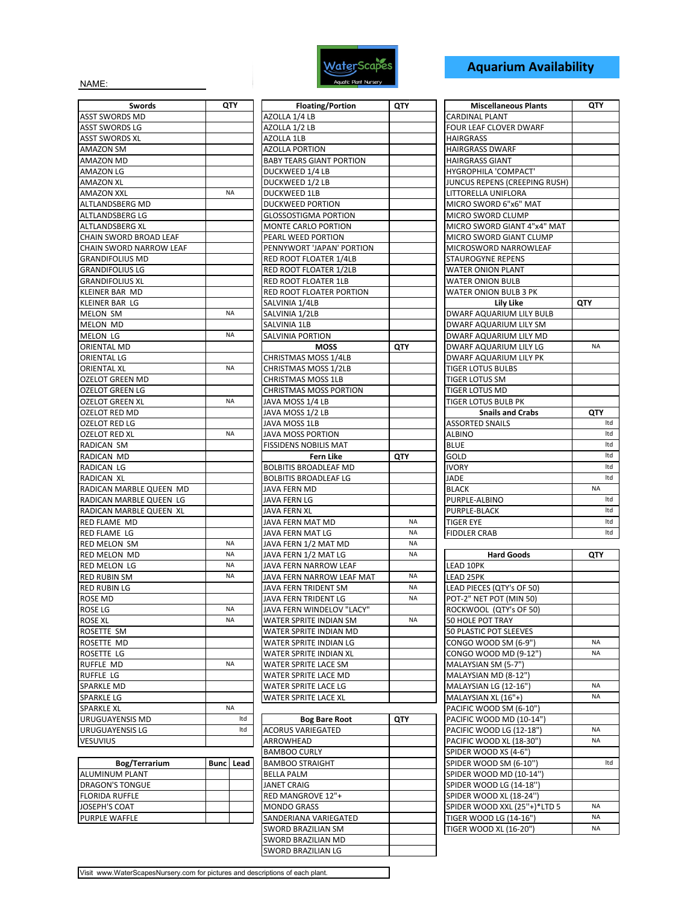# Aquarium Availability

NAME: ____________________

| Swords | QTY |
|---|---|
| ASST SWORDS MD | |
| ASST SWORDS LG | |
| ASST SWORDS XL | |
| AMAZON SM | |
| AMAZON MD | |
| AMAZON LG | |
| AMAZON XL | |
| AMAZON XXL | NA |
| ALTLANDSBERG MD | |
| ALTLANDSBERG LG | |
| ALTLANDSBERG XL | |
| CHAIN SWORD BROAD LEAF | |
| CHAIN SWORD NARROW LEAF | |
| GRANDIFOLIUS MD | |
| GRANDIFOLIUS LG | |
| GRANDIFOLIUS XL | |
| KLEINER BAR MD | |
| KLEINER BAR LG | |
| MELON SM | NA |
| MELON MD | |
| MELON LG | NA |
| ORIENTAL MD | |
| ORIENTAL LG | |
| ORIENTAL XL | NA |
| OZELOT GREEN MD | |
| OZELOT GREEN LG | |
| OZELOT GREEN XL | NA |
| OZELOT RED MD | |
| OZELOT RED LG | |
| OZELOT RED XL | NA |
| RADICAN SM | |
| RADICAN MD | |
| RADICAN LG | |
| RADICAN XL | |
| RADICAN MARBLE QUEEN MD | |
| RADICAN MARBLE QUEEN LG | |
| RADICAN MARBLE QUEEN XL | |
| RED FLAME MD | |
| RED FLAME LG | |
| RED MELON SM | NA |
| RED MELON MD | NA |
| RED MELON LG | NA |
| RED RUBIN SM | NA |
| RED RUBIN LG | |
| ROSE MD | |
| ROSE LG | NA |
| ROSE XL | NA |
| ROSETTE SM | |
| ROSETTE MD | |
| ROSETTE LG | |
| RUFFLE MD | NA |
| RUFFLE LG | |
| SPARKLE MD | |
| SPARKLE LG | |
| SPARKLE XL | NA |
| URUGUAYENSIS MD | ltd |
| URUGUAYENSIS LG | ltd |
| VESUVIUS | |

| Bog/Terrarium | Bunc | Lead |
|---|---|---|
| ALUMINUM PLANT | | |
| DRAGON'S TONGUE | | |
| FLORIDA RUFFLE | | |
| JOSEPH'S COAT | | |
| PURPLE WAFFLE | | |

| Floating/Portion | QTY |
|---|---|
| AZOLLA 1/4 LB | |
| AZOLLA 1/2 LB | |
| AZOLLA 1LB | |
| AZOLLA PORTION | |
| BABY TEARS GIANT PORTION | |
| DUCKWEED 1/4 LB | |
| DUCKWEED 1/2 LB | |
| DUCKWEED 1LB | |
| DUCKWEED PORTION | |
| GLOSSOSTIGMA PORTION | |
| MONTE CARLO PORTION | |
| PEARL WEED PORTION | |
| PENNYWORT 'JAPAN' PORTION | |
| RED ROOT FLOATER 1/4LB | |
| RED ROOT FLOATER 1/2LB | |
| RED ROOT FLOATER 1LB | |
| RED ROOT FLOATER PORTION | |
| SALVINIA 1/4LB | |
| SALVINIA 1/2LB | |
| SALVINIA 1LB | |
| SALVINIA PORTION | |

| MOSS | QTY |
|---|---|
| CHRISTMAS MOSS 1/4LB | |
| CHRISTMAS MOSS 1/2LB | |
| CHRISTMAS MOSS 1LB | |
| CHRISTMAS MOSS PORTION | |
| JAVA MOSS 1/4 LB | |
| JAVA MOSS 1/2 LB | |
| JAVA MOSS 1LB | |
| JAVA MOSS PORTION | |
| FISSIDENS NOBILIS MAT | |

| Fern Like | QTY |
|---|---|
| BOLBITIS BROADLEAF MD | |
| BOLBITIS BROADLEAF LG | |
| JAVA FERN MD | |
| JAVA FERN LG | |
| JAVA FERN XL | |
| JAVA FERN MAT MD | NA |
| JAVA FERN MAT LG | NA |
| JAVA FERN 1/2 MAT MD | NA |
| JAVA FERN 1/2 MAT LG | NA |
| JAVA FERN NARROW LEAF | |
| JAVA FERN NARROW LEAF MAT | NA |
| JAVA FERN TRIDENT SM | NA |
| JAVA FERN TRIDENT LG | NA |
| JAVA FERN WINDELOV "LACY" | |
| WATER SPRITE INDIAN SM | NA |
| WATER SPRITE INDIAN MD | |
| WATER SPRITE INDIAN LG | |
| WATER SPRITE INDIAN XL | |
| WATER SPRITE LACE SM | |
| WATER SPRITE LACE MD | |
| WATER SPRITE LACE LG | |
| WATER SPRITE LACE XL | |

| Bog Bare Root | QTY |
|---|---|
| ACORUS VARIEGATED | |
| ARROWHEAD | |
| BAMBOO CURLY | |
| BAMBOO STRAIGHT | |
| BELLA PALM | |
| JANET CRAIG | |
| RED MANGROVE 12"+ | |
| MONDO GRASS | |
| SANDERIANA VARIEGATED | |
| SWORD BRAZILIAN SM | |
| SWORD BRAZILIAN MD | |
| SWORD BRAZILIAN LG | |

| Miscellaneous Plants | QTY |
|---|---|
| CARDINAL PLANT | |
| FOUR LEAF CLOVER DWARF | |
| HAIRGRASS | |
| HAIRGRASS DWARF | |
| HAIRGRASS GIANT | |
| HYGROPHILA 'COMPACT' | |
| JUNCUS REPENS (CREEPING RUSH) | |
| LITTORELLA UNIFLORA | |
| MICRO SWORD 6"x6" MAT | |
| MICRO SWORD CLUMP | |
| MICRO SWORD GIANT 4"x4" MAT | |
| MICRO SWORD GIANT CLUMP | |
| MICROSWORD NARROWLEAF | |
| STAUROGYNE REPENS | |
| WATER ONION PLANT | |
| WATER ONION BULB | |
| WATER ONION BULB 3 PK | |

| Lily Like | QTY |
|---|---|
| DWARF AQUARIUM LILY BULB | |
| DWARF AQUARIUM LILY SM | |
| DWARF AQUARIUM LILY MD | |
| DWARF AQUARIUM LILY LG | NA |
| DWARF AQUARIUM LILY PK | |
| TIGER LOTUS BULBS | |
| TIGER LOTUS SM | |
| TIGER LOTUS MD | |
| TIGER LOTUS BULB PK | |

| Snails and Crabs | QTY |
|---|---|
| ASSORTED SNAILS | ltd |
| ALBINO | ltd |
| BLUE | ltd |
| GOLD | ltd |
| IVORY | ltd |
| JADE | ltd |
| BLACK | NA |
| PURPLE-ALBINO | ltd |
| PURPLE-BLACK | ltd |
| TIGER EYE | ltd |
| FIDDLER CRAB | ltd |

| Hard Goods | QTY |
|---|---|
| LEAD 10PK | |
| LEAD 25PK | |
| LEAD PIECES (QTY's OF 50) | |
| POT-2" NET POT (MIN 50) | |
| ROCKWOOL (QTY's OF 50) | |
| 50 HOLE POT TRAY | |
| 50 PLASTIC POT SLEEVES | |
| CONGO WOOD SM (6-9") | NA |
| CONGO WOOD MD (9-12") | NA |
| MALAYSIAN SM (5-7") | |
| MALAYSIAN MD (8-12") | |
| MALAYSIAN LG (12-16") | NA |
| MALAYSIAN XL (16"+) | NA |
| PACIFIC WOOD SM (6-10") | |
| PACIFIC WOOD MD (10-14") | |
| PACIFIC WOOD LG (12-18") | NA |
| PACIFIC WOOD XL (18-30") | NA |
| SPIDER WOOD XS (4-6") | |
| SPIDER WOOD SM (6-10") | ltd |
| SPIDER WOOD MD (10-14") | |
| SPIDER WOOD LG (14-18") | |
| SPIDER WOOD XL (18-24") | |
| SPIDER WOOD XXL (25"+)*LTD 5 | NA |
| TIGER WOOD LG (14-16") | NA |
| TIGER WOOD XL (16-20") | NA |

Visit www.WaterScapesNursery.com for pictures and descriptions of each plant.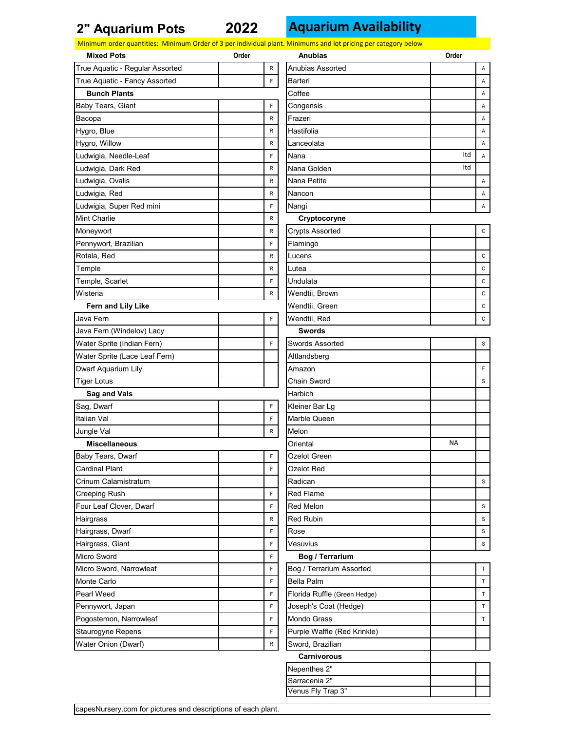# 2" Aquarium Pots 2022

## Aquarium Availability

Minimum order quantities: Minimum Order of 3 per individual plant. Minimums and lot pricing per category below

| Mixed Pots | Order | |
|---|---|---|
| True Aquatic - Regular Assorted | | R |
| True Aquatic - Fancy Assorted | | F |
| **Bunch Plants** | | |
| Baby Tears, Giant | | F |
| Bacopa | | R |
| Hygro, Blue | | R |
| Hygro, Willow | | R |
| Ludwigia, Needle-Leaf | | F |
| Ludwigia, Dark Red | | R |
| Ludwigia, Ovalis | | R |
| Ludwigia, Red | | R |
| Ludwigia, Super Red mini | | F |
| Mint Charlie | | R |
| Moneywort | | R |
| Pennywort, Brazilian | | F |
| Rotala, Red | | R |
| Temple | | R |
| Temple, Scarlet | | F |
| Wisteria | | R |
| **Fern and Lily Like** | | |
| Java Fern | | F |
| Java Fern (Windelov) Lacy | | |
| Water Sprite (Indian Fern) | | F |
| Water Sprite (Lace Leaf Fern) | | |
| Dwarf Aquarium Lily | | |
| Tiger Lotus | | |
| **Sag and Vals** | | |
| Sag, Dwarf | | F |
| Italian Val | | F |
| Jungle Val | | R |
| **Miscellaneous** | | |
| Baby Tears, Dwarf | | F |
| Cardinal Plant | | F |
| Crinum Calamistratum | | |
| Creeping Rush | | F |
| Four Leaf Clover, Dwarf | | F |
| Hairgrass | | R |
| Hairgrass, Dwarf | | F |
| Hairgrass, Giant | | F |
| Micro Sword | | F |
| Micro Sword, Narrowleaf | | F |
| Monte Carlo | | F |
| Pearl Weed | | F |
| Pennywort, Japan | | F |
| Pogostemon, Narrowleaf | | F |
| Staurogyne Repens | | F |
| Water Onion (Dwarf) | | R |

| Anubias | Order | |
|---|---|---|
| Anubias Assorted | | A |
| Barteri | | A |
| Coffee | | A |
| Congensis | | A |
| Frazeri | | A |
| Hastifolia | | A |
| Lanceolata | | A |
| Nana | ltd | A |
| Nana Golden | ltd | |
| Nana Petite | | A |
| Nancon | | A |
| Nangi | | A |
| **Cryptocoryne** | | |
| Crypts Assorted | | C |
| Flamingo | | |
| Lucens | | C |
| Lutea | | C |
| Undulata | | C |
| Wendtii, Brown | | C |
| Wendtii, Green | | C |
| Wendtii, Red | | C |
| **Swords** | | |
| Swords Assorted | | S |
| Altlandsberg | | |
| Amazon | | F |
| Chain Sword | | S |
| Harbich | | |
| Kleiner Bar Lg | | |
| Marble Queen | | |
| Melon | | |
| Oriental | NA | |
| Ozelot Green | | |
| Ozelot Red | | |
| Radican | | S |
| Red Flame | | |
| Red Melon | | S |
| Red Rubin | | S |
| Rose | | S |
| Vesuvius | | S |
| **Bog / Terrarium** | | |
| Bog / Terrarium Assorted | | T |
| Bella Palm | | T |
| Florida Ruffle (Green Hedge) | | T |
| Joseph's Coat (Hedge) | | T |
| Mondo Grass | | T |
| Purple Waffle (Red Krinkle) | | |
| Sword, Brazilian | | |
| **Carnivorous** | | |
| Nepenthes 2" | | |
| Sarracenia 2" | | |
| Venus Fly Trap 3" | | |

capesNursery.com for pictures and descriptions of each plant.